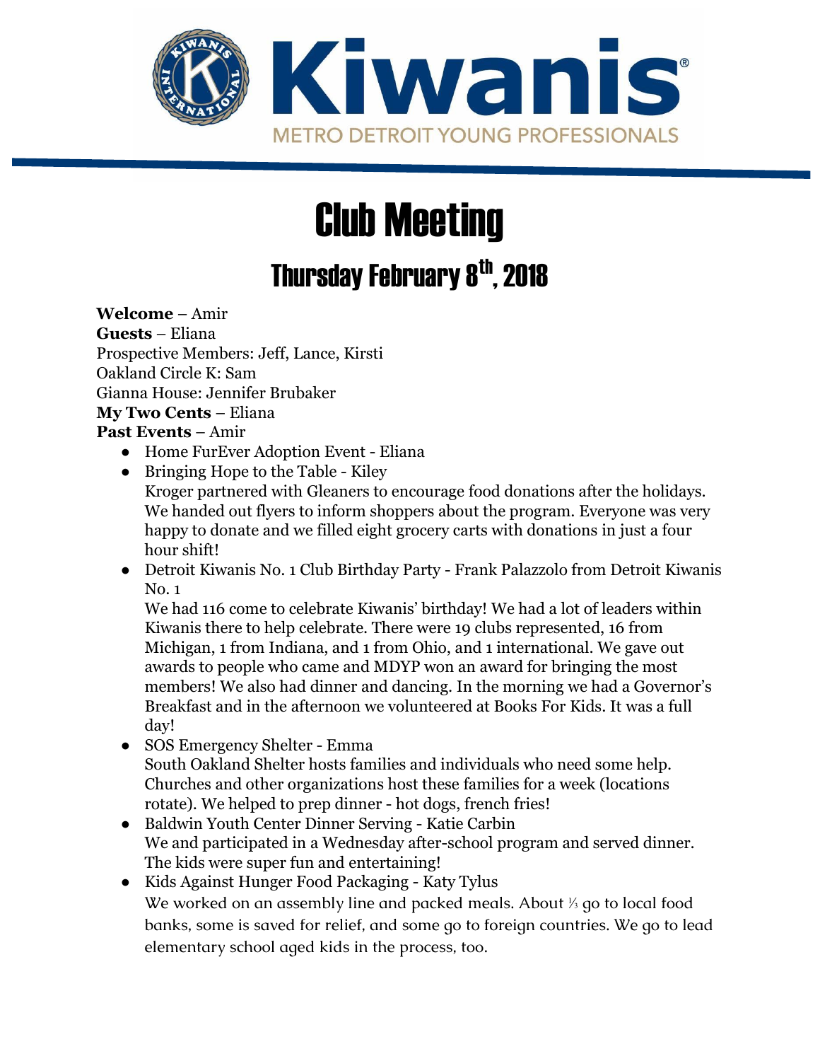Kiwanis

METRO DETROIT YOUNG PROFESSIONALS

# Club Meeting

## Thursday February 8th, 2018

**Welcome** – Amir
**Guests** – Eliana
Prospective Members: Jeff, Lance, Kirsti
Oakland Circle K: Sam
Gianna House: Jennifer Brubaker
**My Two Cents** – Eliana
**Past Events** – Amir

- Home FurEver Adoption Event - Eliana
- Bringing Hope to the Table - Kiley
  Kroger partnered with Gleaners to encourage food donations after the holidays. We handed out flyers to inform shoppers about the program. Everyone was very happy to donate and we filled eight grocery carts with donations in just a four hour shift!
- Detroit Kiwanis No. 1 Club Birthday Party - Frank Palazzolo from Detroit Kiwanis No. 1
  We had 116 come to celebrate Kiwanis' birthday! We had a lot of leaders within Kiwanis there to help celebrate. There were 19 clubs represented, 16 from Michigan, 1 from Indiana, and 1 from Ohio, and 1 international. We gave out awards to people who came and MDYP won an award for bringing the most members! We also had dinner and dancing. In the morning we had a Governor's Breakfast and in the afternoon we volunteered at Books For Kids. It was a full day!
- SOS Emergency Shelter - Emma
  South Oakland Shelter hosts families and individuals who need some help. Churches and other organizations host these families for a week (locations rotate). We helped to prep dinner - hot dogs, french fries!
- Baldwin Youth Center Dinner Serving - Katie Carbin
  We and participated in a Wednesday after-school program and served dinner. The kids were super fun and entertaining!
- Kids Against Hunger Food Packaging - Katy Tylus
  We worked on an assembly line and packed meals. About ⅓ go to local food banks, some is saved for relief, and some go to foreign countries. We go to lead elementary school aged kids in the process, too.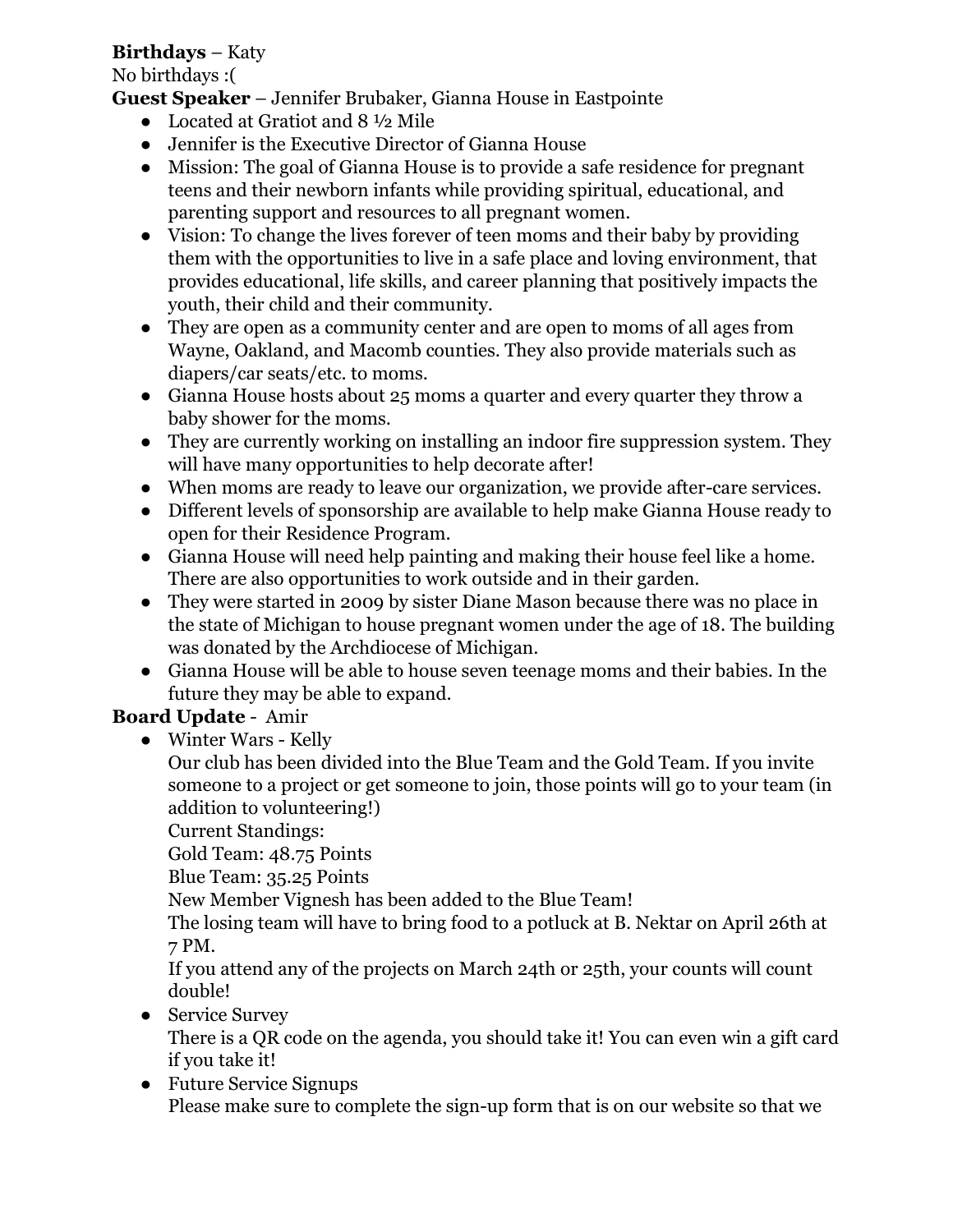**Birthdays** – Katy
No birthdays :(
**Guest Speaker** – Jennifer Brubaker, Gianna House in Eastpointe

- Located at Gratiot and 8 ½ Mile
- Jennifer is the Executive Director of Gianna House
- Mission: The goal of Gianna House is to provide a safe residence for pregnant teens and their newborn infants while providing spiritual, educational, and parenting support and resources to all pregnant women.
- Vision: To change the lives forever of teen moms and their baby by providing them with the opportunities to live in a safe place and loving environment, that provides educational, life skills, and career planning that positively impacts the youth, their child and their community.
- They are open as a community center and are open to moms of all ages from Wayne, Oakland, and Macomb counties. They also provide materials such as diapers/car seats/etc. to moms.
- Gianna House hosts about 25 moms a quarter and every quarter they throw a baby shower for the moms.
- They are currently working on installing an indoor fire suppression system. They will have many opportunities to help decorate after!
- When moms are ready to leave our organization, we provide after-care services.
- Different levels of sponsorship are available to help make Gianna House ready to open for their Residence Program.
- Gianna House will need help painting and making their house feel like a home. There are also opportunities to work outside and in their garden.
- They were started in 2009 by sister Diane Mason because there was no place in the state of Michigan to house pregnant women under the age of 18. The building was donated by the Archdiocese of Michigan.
- Gianna House will be able to house seven teenage moms and their babies. In the future they may be able to expand.

**Board Update** - Amir

- Winter Wars - Kelly
  Our club has been divided into the Blue Team and the Gold Team. If you invite someone to a project or get someone to join, those points will go to your team (in addition to volunteering!)
  Current Standings:
  Gold Team: 48.75 Points
  Blue Team: 35.25 Points
  New Member Vignesh has been added to the Blue Team!
  The losing team will have to bring food to a potluck at B. Nektar on April 26th at 7 PM.
  If you attend any of the projects on March 24th or 25th, your counts will count double!
- Service Survey
  There is a QR code on the agenda, you should take it! You can even win a gift card if you take it!
- Future Service Signups
  Please make sure to complete the sign-up form that is on our website so that we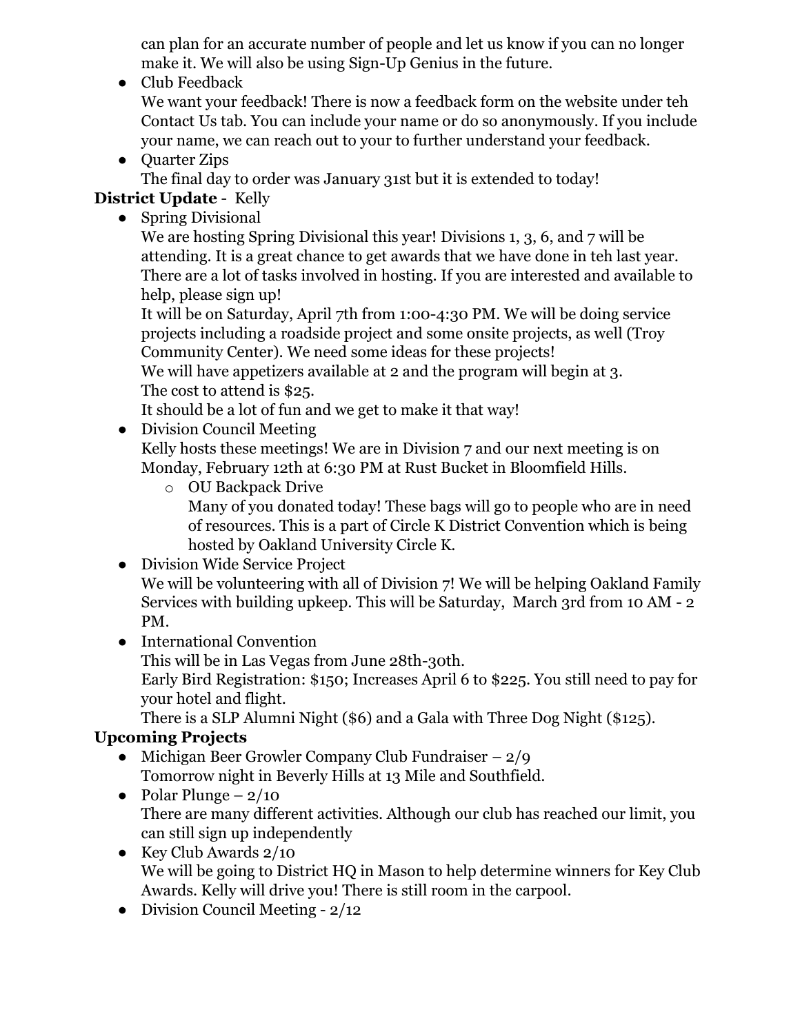can plan for an accurate number of people and let us know if you can no longer make it. We will also be using Sign-Up Genius in the future.

- Club Feedback
  We want your feedback! There is now a feedback form on the website under teh Contact Us tab. You can include your name or do so anonymously. If you include your name, we can reach out to your to further understand your feedback.
- Quarter Zips
  The final day to order was January 31st but it is extended to today!

**District Update** - Kelly

- Spring Divisional
  We are hosting Spring Divisional this year! Divisions 1, 3, 6, and 7 will be attending. It is a great chance to get awards that we have done in teh last year. There are a lot of tasks involved in hosting. If you are interested and available to help, please sign up!
  It will be on Saturday, April 7th from 1:00-4:30 PM. We will be doing service projects including a roadside project and some onsite projects, as well (Troy Community Center). We need some ideas for these projects!
  We will have appetizers available at 2 and the program will begin at 3.
  The cost to attend is $25.
  It should be a lot of fun and we get to make it that way!
- Division Council Meeting
  Kelly hosts these meetings! We are in Division 7 and our next meeting is on Monday, February 12th at 6:30 PM at Rust Bucket in Bloomfield Hills.
  - OU Backpack Drive
    Many of you donated today! These bags will go to people who are in need of resources. This is a part of Circle K District Convention which is being hosted by Oakland University Circle K.
- Division Wide Service Project
  We will be volunteering with all of Division 7! We will be helping Oakland Family Services with building upkeep. This will be Saturday, March 3rd from 10 AM - 2 PM.
- International Convention
  This will be in Las Vegas from June 28th-30th.
  Early Bird Registration: $150; Increases April 6 to $225. You still need to pay for your hotel and flight.
  There is a SLP Alumni Night ($6) and a Gala with Three Dog Night ($125).

**Upcoming Projects**

- Michigan Beer Growler Company Club Fundraiser – 2/9
  Tomorrow night in Beverly Hills at 13 Mile and Southfield.
- Polar Plunge – 2/10
  There are many different activities. Although our club has reached our limit, you can still sign up independently
- Key Club Awards 2/10
  We will be going to District HQ in Mason to help determine winners for Key Club Awards. Kelly will drive you! There is still room in the carpool.
- Division Council Meeting - 2/12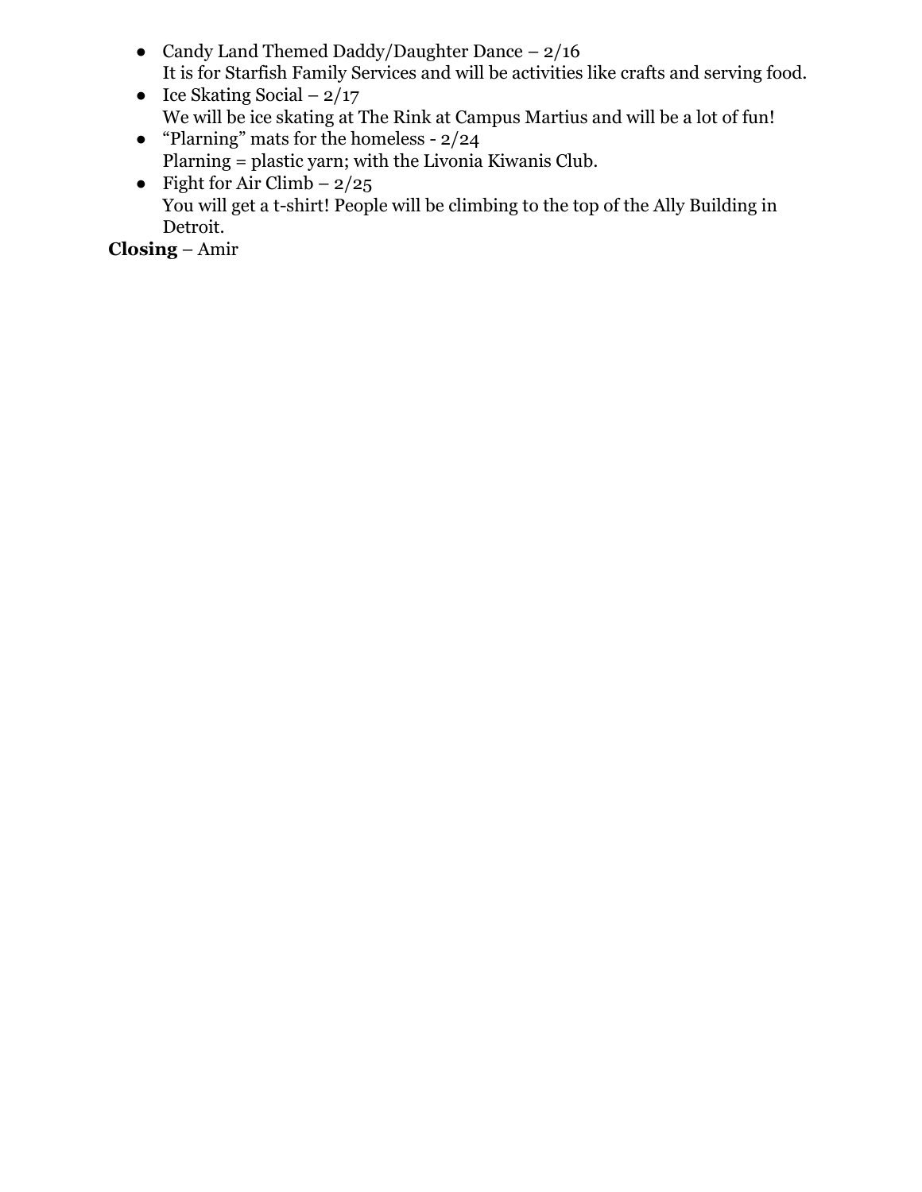- Candy Land Themed Daddy/Daughter Dance – 2/16
  It is for Starfish Family Services and will be activities like crafts and serving food.
- Ice Skating Social – 2/17
  We will be ice skating at The Rink at Campus Martius and will be a lot of fun!
- "Plarning" mats for the homeless - 2/24
  Plarning = plastic yarn; with the Livonia Kiwanis Club.
- Fight for Air Climb – 2/25
  You will get a t-shirt! People will be climbing to the top of the Ally Building in Detroit.

**Closing** – Amir